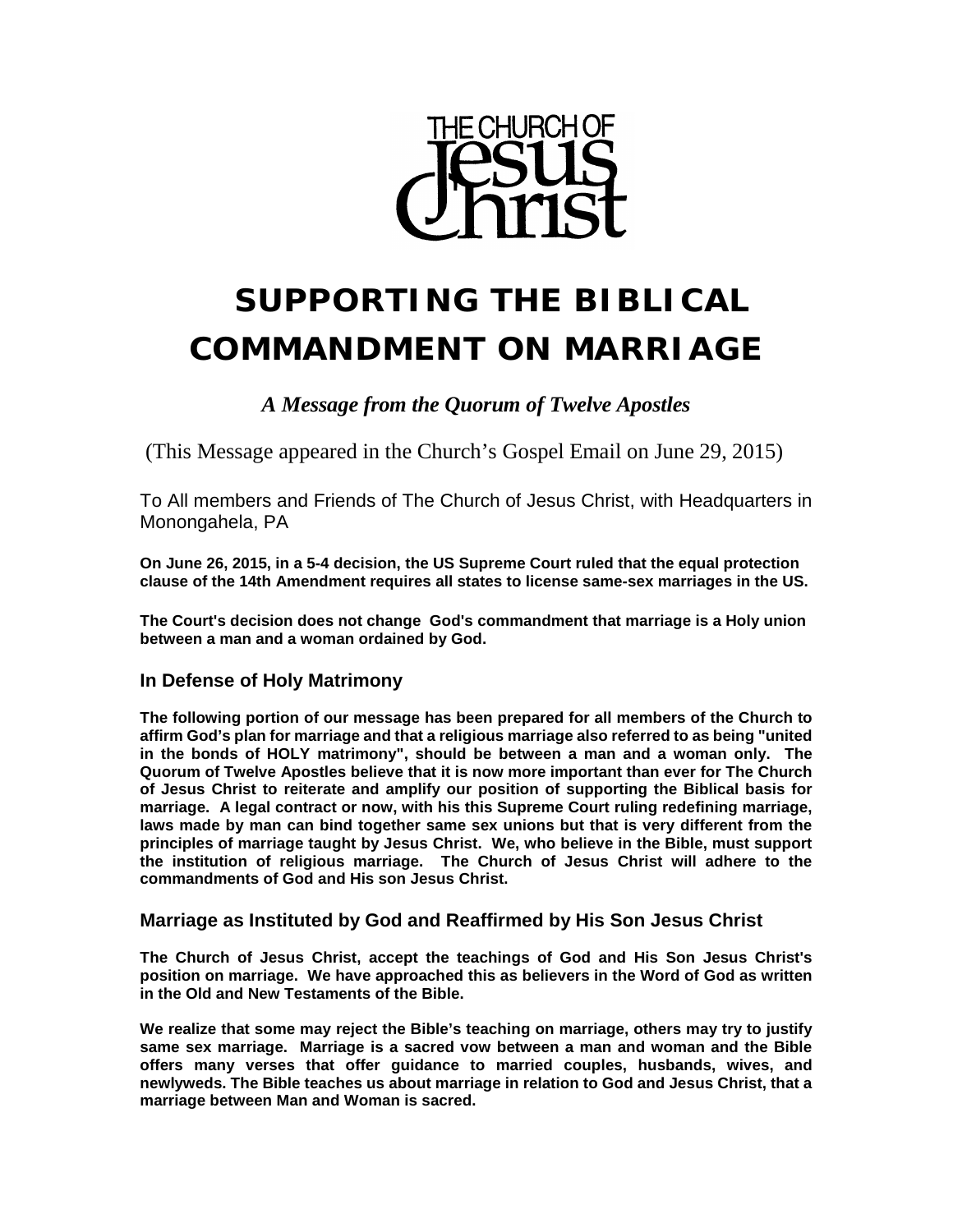THE CHURCH OF Jesus Christ

# SUPPORTING THE BIBLICAL COMMANDMENT ON MARRIAGE

*A Message from the Quorum of Twelve Apostles*

(This Message appeared in the Church's Gospel Email on June 29, 2015)

To All members and Friends of The Church of Jesus Christ, with Headquarters in Monongahela, PA

**On June 26, 2015, in a 5-4 decision, the US Supreme Court ruled that the equal protection clause of the 14th Amendment requires all states to license same-sex marriages in the US.**

**The Court's decision does not change God's commandment that marriage is a Holy union between a man and a woman ordained by God.**

## In Defense of Holy Matrimony

**The following portion of our message has been prepared for all members of the Church to affirm God's plan for marriage and that a religious marriage also referred to as being "united in the bonds of HOLY matrimony", should be between a man and a woman only. The Quorum of Twelve Apostles believe that it is now more important than ever for The Church of Jesus Christ to reiterate and amplify our position of supporting the Biblical basis for marriage. A legal contract or now, with his this Supreme Court ruling redefining marriage, laws made by man can bind together same sex unions but that is very different from the principles of marriage taught by Jesus Christ. We, who believe in the Bible, must support the institution of religious marriage. The Church of Jesus Christ will adhere to the commandments of God and His son Jesus Christ.**

## Marriage as Instituted by God and Reaffirmed by His Son Jesus Christ

**The Church of Jesus Christ, accept the teachings of God and His Son Jesus Christ's position on marriage. We have approached this as believers in the Word of God as written in the Old and New Testaments of the Bible.**

**We realize that some may reject the Bible's teaching on marriage, others may try to justify same sex marriage. Marriage is a sacred vow between a man and woman and the Bible offers many verses that offer guidance to married couples, husbands, wives, and newlyweds. The Bible teaches us about marriage in relation to God and Jesus Christ, that a marriage between Man and Woman is sacred.**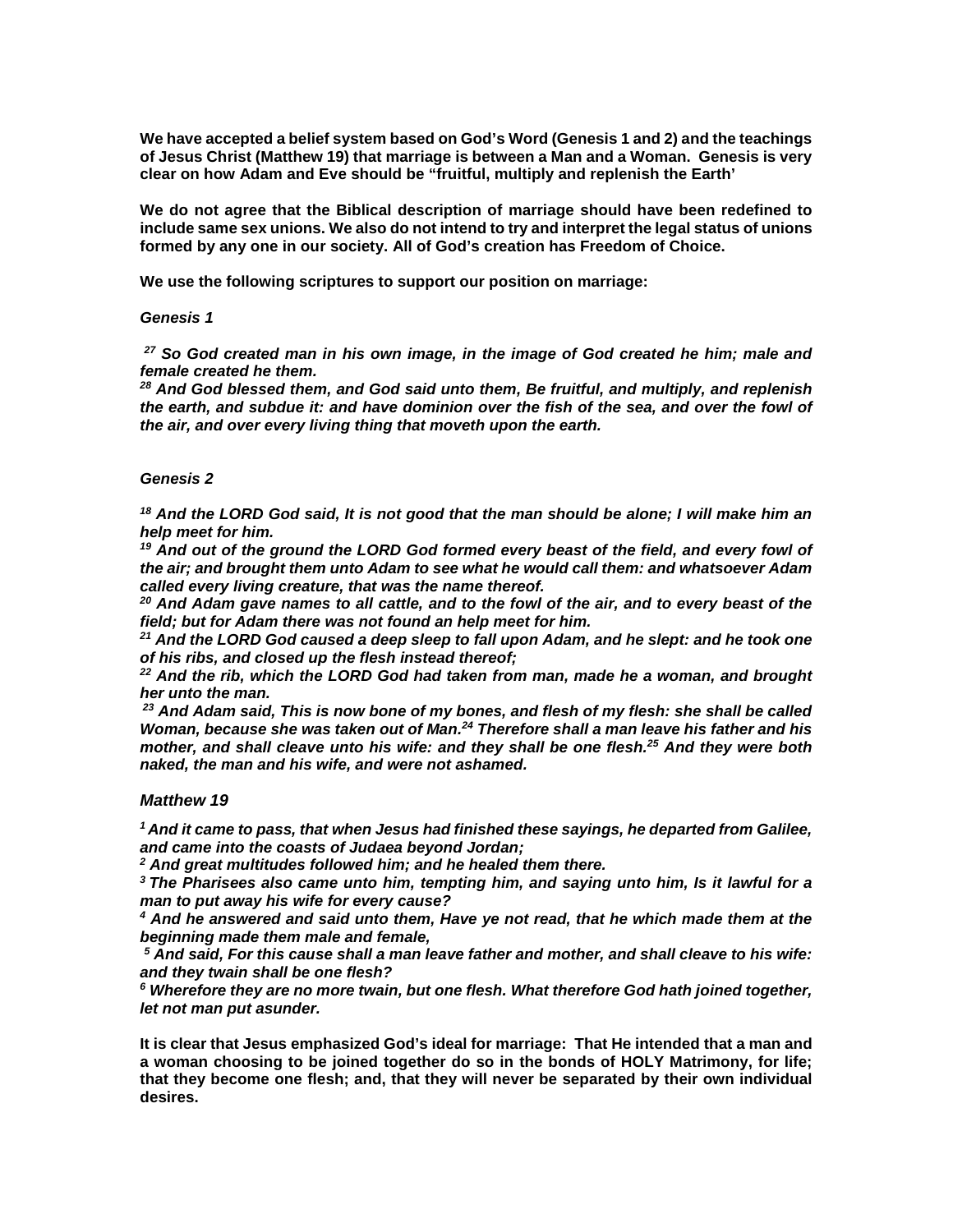**We have accepted a belief system based on God's Word (Genesis 1 and 2) and the teachings of Jesus Christ (Matthew 19) that marriage is between a Man and a Woman. Genesis is very clear on how Adam and Eve should be "fruitful, multiply and replenish the Earth'**

**We do not agree that the Biblical description of marriage should have been redefined to include same sex unions. We also do not intend to try and interpret the legal status of unions formed by any one in our society. All of God's creation has Freedom of Choice.**

**We use the following scriptures to support our position on marriage:**

***Genesis 1***

***27 So God created man in his own image, in the image of God created he him; male and female created he them.***
***28 And God blessed them, and God said unto them, Be fruitful, and multiply, and replenish the earth, and subdue it: and have dominion over the fish of the sea, and over the fowl of the air, and over every living thing that moveth upon the earth.***

***Genesis 2***

***18 And the LORD God said, It is not good that the man should be alone; I will make him an help meet for him.***
***19 And out of the ground the LORD God formed every beast of the field, and every fowl of the air; and brought them unto Adam to see what he would call them: and whatsoever Adam called every living creature, that was the name thereof.***
***20 And Adam gave names to all cattle, and to the fowl of the air, and to every beast of the field; but for Adam there was not found an help meet for him.***
***21 And the LORD God caused a deep sleep to fall upon Adam, and he slept: and he took one of his ribs, and closed up the flesh instead thereof;***
***22 And the rib, which the LORD God had taken from man, made he a woman, and brought her unto the man.***
***23 And Adam said, This is now bone of my bones, and flesh of my flesh: she shall be called Woman, because she was taken out of Man. 24 Therefore shall a man leave his father and his mother, and shall cleave unto his wife: and they shall be one flesh. 25 And they were both naked, the man and his wife, and were not ashamed.***

***Matthew 19***

***1 And it came to pass, that when Jesus had finished these sayings, he departed from Galilee, and came into the coasts of Judaea beyond Jordan;***
***2 And great multitudes followed him; and he healed them there.***
***3 The Pharisees also came unto him, tempting him, and saying unto him, Is it lawful for a man to put away his wife for every cause?***
***4 And he answered and said unto them, Have ye not read, that he which made them at the beginning made them male and female,***
***5 And said, For this cause shall a man leave father and mother, and shall cleave to his wife: and they twain shall be one flesh?***
***6 Wherefore they are no more twain, but one flesh. What therefore God hath joined together, let not man put asunder.***

**It is clear that Jesus emphasized God's ideal for marriage: That He intended that a man and a woman choosing to be joined together do so in the bonds of HOLY Matrimony, for life; that they become one flesh; and, that they will never be separated by their own individual desires.**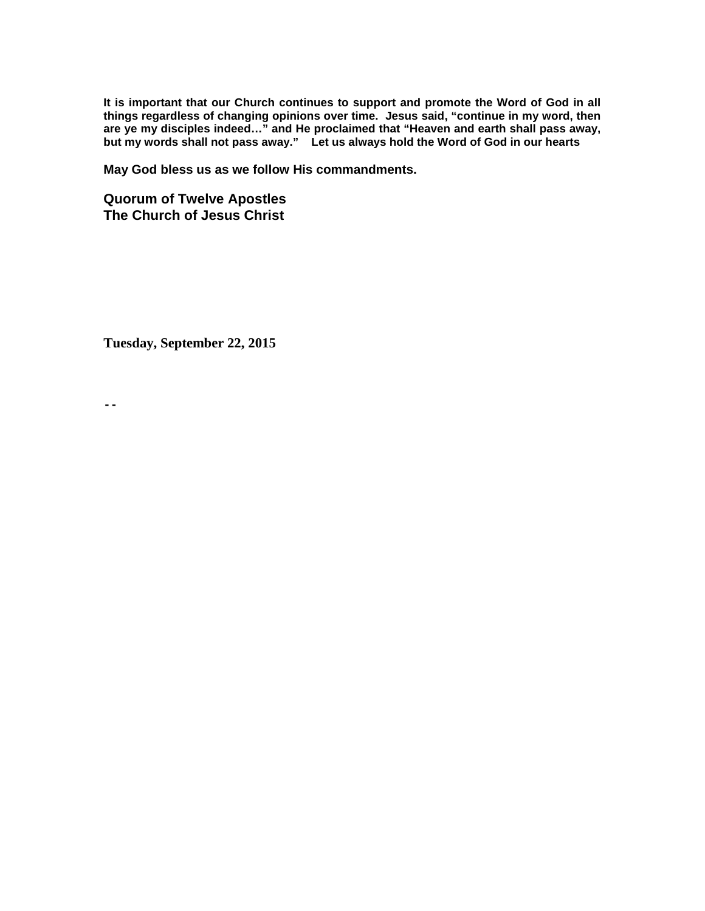**It is important that our Church continues to support and promote the Word of God in all things regardless of changing opinions over time. Jesus said, "continue in my word, then are ye my disciples indeed…" and He proclaimed that "Heaven and earth shall pass away, but my words shall not pass away." Let us always hold the Word of God in our hearts**

**May God bless us as we follow His commandments.**

**Quorum of Twelve Apostles**
**The Church of Jesus Christ**

**Tuesday, September 22, 2015**

--